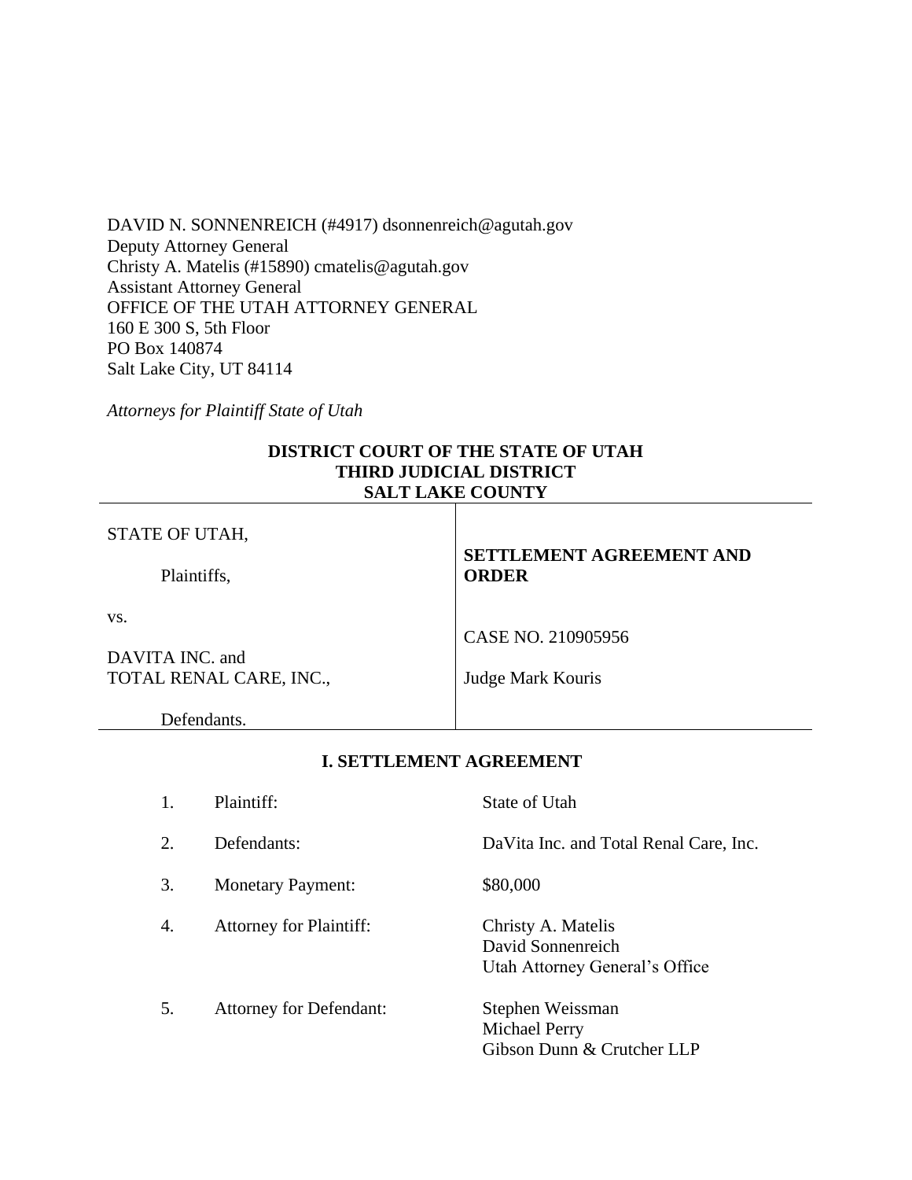DAVID N. SONNENREICH (#4917) dsonnenreich@agutah.gov
Deputy Attorney General
Christy A. Matelis (#15890) cmatelis@agutah.gov
Assistant Attorney General
OFFICE OF THE UTAH ATTORNEY GENERAL
160 E 300 S, 5th Floor
PO Box 140874
Salt Lake City, UT 84114

*Attorneys for Plaintiff State of Utah*

**DISTRICT COURT OF THE STATE OF UTAH**
**THIRD JUDICIAL DISTRICT**
**SALT LAKE COUNTY**

| | |
|---|---|
| STATE OF UTAH,<br><br>Plaintiffs,<br><br>vs.<br><br>DAVITA INC. and<br>TOTAL RENAL CARE, INC.,<br><br>Defendants. | **SETTLEMENT AGREEMENT AND ORDER**<br><br>CASE NO. 210905956<br><br>Judge Mark Kouris |

## I. SETTLEMENT AGREEMENT

| | | |
|---|---|---|
| 1. | Plaintiff: | State of Utah |
| 2. | Defendants: | DaVita Inc. and Total Renal Care, Inc. |
| 3. | Monetary Payment: | $80,000 |
| 4. | Attorney for Plaintiff: | Christy A. Matelis<br>David Sonnenreich<br>Utah Attorney General's Office |
| 5. | Attorney for Defendant: | Stephen Weissman<br>Michael Perry<br>Gibson Dunn & Crutcher LLP |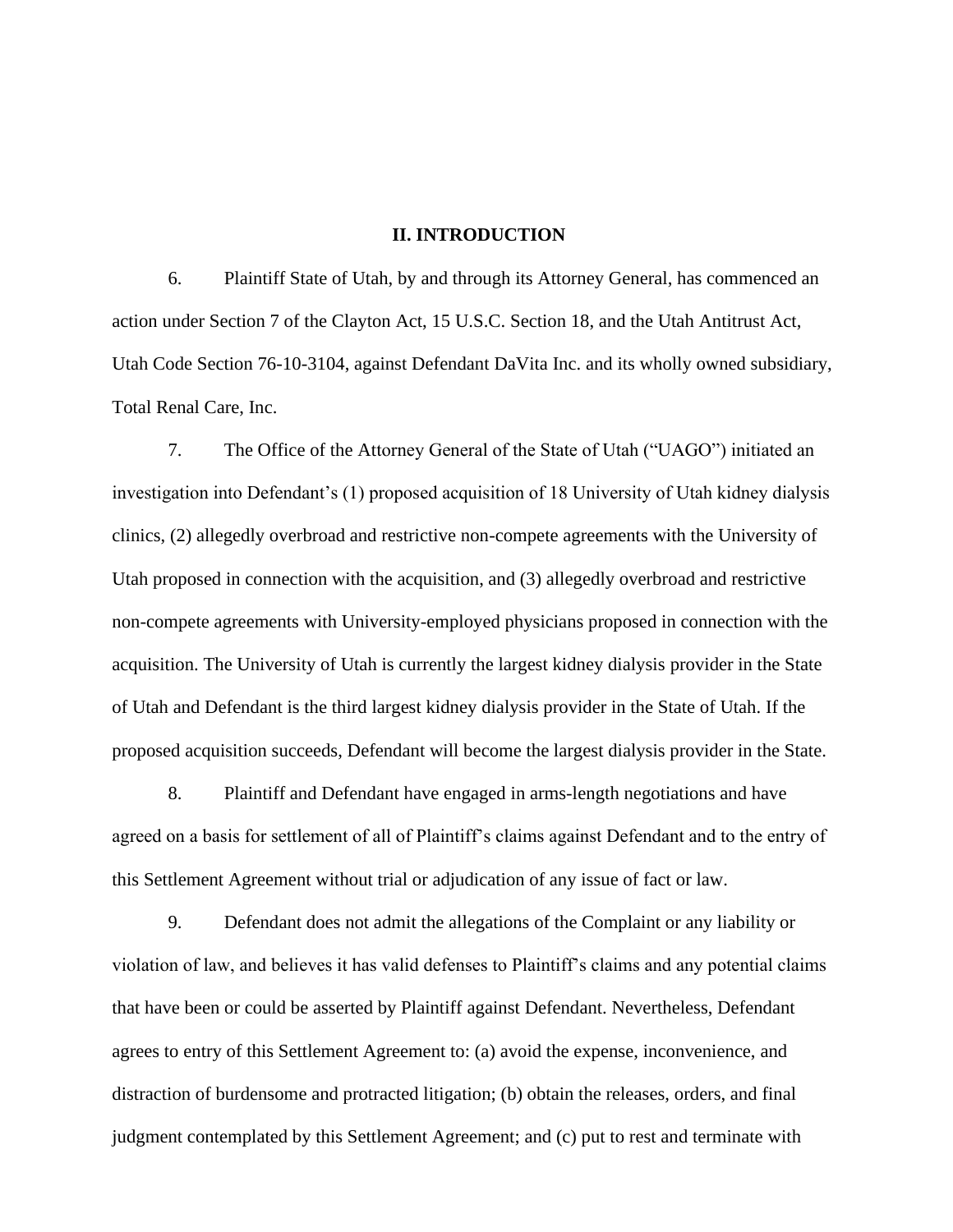## II. INTRODUCTION

6. Plaintiff State of Utah, by and through its Attorney General, has commenced an action under Section 7 of the Clayton Act, 15 U.S.C. Section 18, and the Utah Antitrust Act, Utah Code Section 76-10-3104, against Defendant DaVita Inc. and its wholly owned subsidiary, Total Renal Care, Inc.

7. The Office of the Attorney General of the State of Utah ("UAGO") initiated an investigation into Defendant's (1) proposed acquisition of 18 University of Utah kidney dialysis clinics, (2) allegedly overbroad and restrictive non-compete agreements with the University of Utah proposed in connection with the acquisition, and (3) allegedly overbroad and restrictive non-compete agreements with University-employed physicians proposed in connection with the acquisition. The University of Utah is currently the largest kidney dialysis provider in the State of Utah and Defendant is the third largest kidney dialysis provider in the State of Utah. If the proposed acquisition succeeds, Defendant will become the largest dialysis provider in the State.

8. Plaintiff and Defendant have engaged in arms-length negotiations and have agreed on a basis for settlement of all of Plaintiff's claims against Defendant and to the entry of this Settlement Agreement without trial or adjudication of any issue of fact or law.

9. Defendant does not admit the allegations of the Complaint or any liability or violation of law, and believes it has valid defenses to Plaintiff's claims and any potential claims that have been or could be asserted by Plaintiff against Defendant. Nevertheless, Defendant agrees to entry of this Settlement Agreement to: (a) avoid the expense, inconvenience, and distraction of burdensome and protracted litigation; (b) obtain the releases, orders, and final judgment contemplated by this Settlement Agreement; and (c) put to rest and terminate with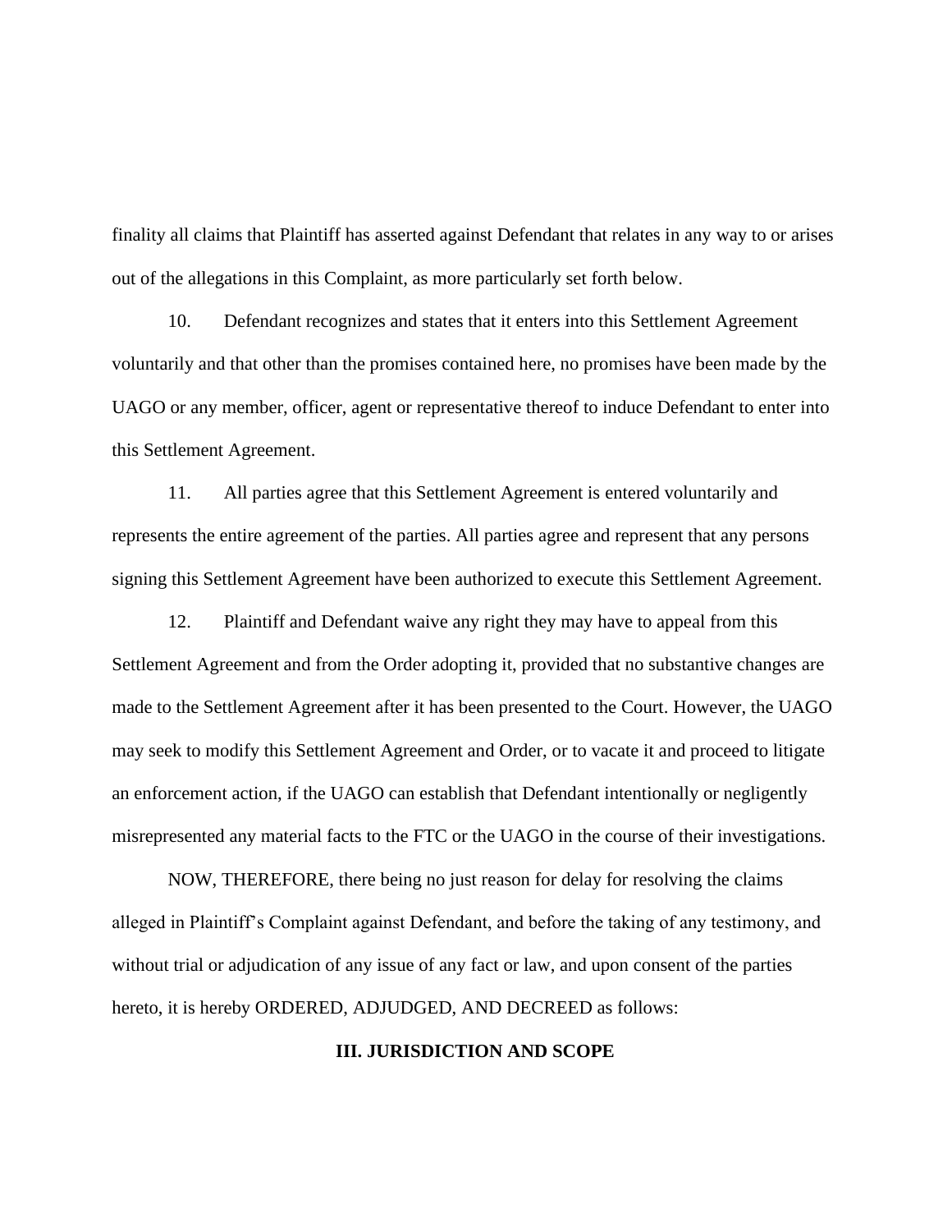finality all claims that Plaintiff has asserted against Defendant that relates in any way to or arises out of the allegations in this Complaint, as more particularly set forth below.

10. Defendant recognizes and states that it enters into this Settlement Agreement voluntarily and that other than the promises contained here, no promises have been made by the UAGO or any member, officer, agent or representative thereof to induce Defendant to enter into this Settlement Agreement.

11. All parties agree that this Settlement Agreement is entered voluntarily and represents the entire agreement of the parties. All parties agree and represent that any persons signing this Settlement Agreement have been authorized to execute this Settlement Agreement.

12. Plaintiff and Defendant waive any right they may have to appeal from this Settlement Agreement and from the Order adopting it, provided that no substantive changes are made to the Settlement Agreement after it has been presented to the Court. However, the UAGO may seek to modify this Settlement Agreement and Order, or to vacate it and proceed to litigate an enforcement action, if the UAGO can establish that Defendant intentionally or negligently misrepresented any material facts to the FTC or the UAGO in the course of their investigations.

NOW, THEREFORE, there being no just reason for delay for resolving the claims alleged in Plaintiff's Complaint against Defendant, and before the taking of any testimony, and without trial or adjudication of any issue of any fact or law, and upon consent of the parties hereto, it is hereby ORDERED, ADJUDGED, AND DECREED as follows:

## III. JURISDICTION AND SCOPE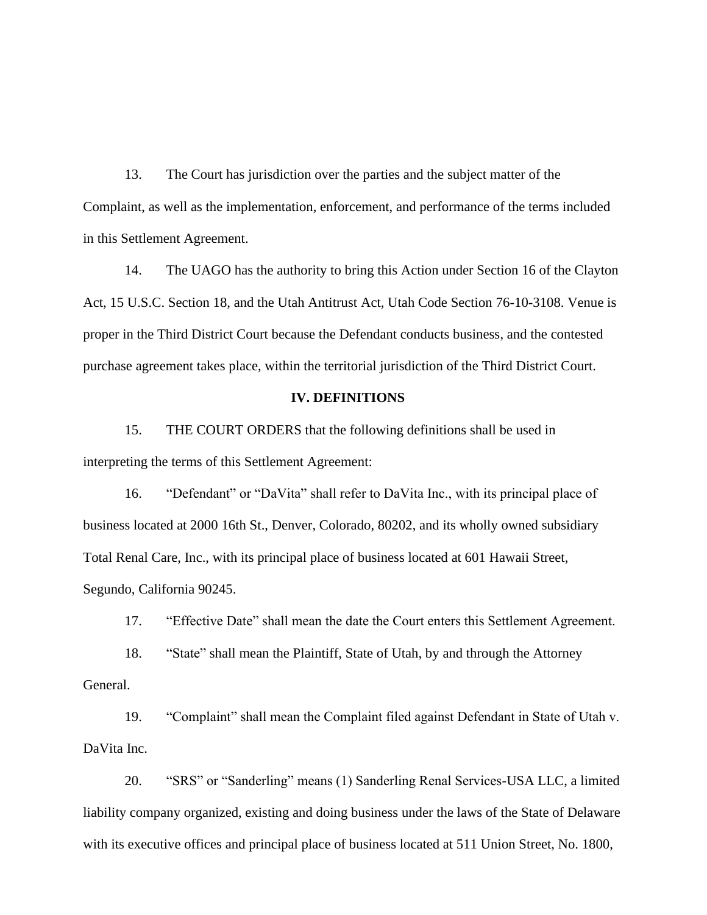13. The Court has jurisdiction over the parties and the subject matter of the Complaint, as well as the implementation, enforcement, and performance of the terms included in this Settlement Agreement.

14. The UAGO has the authority to bring this Action under Section 16 of the Clayton Act, 15 U.S.C. Section 18, and the Utah Antitrust Act, Utah Code Section 76-10-3108. Venue is proper in the Third District Court because the Defendant conducts business, and the contested purchase agreement takes place, within the territorial jurisdiction of the Third District Court.

## IV. DEFINITIONS

15. THE COURT ORDERS that the following definitions shall be used in interpreting the terms of this Settlement Agreement:

16. "Defendant" or "DaVita" shall refer to DaVita Inc., with its principal place of business located at 2000 16th St., Denver, Colorado, 80202, and its wholly owned subsidiary Total Renal Care, Inc., with its principal place of business located at 601 Hawaii Street, Segundo, California 90245.

17. "Effective Date" shall mean the date the Court enters this Settlement Agreement.

18. "State" shall mean the Plaintiff, State of Utah, by and through the Attorney General.

19. "Complaint" shall mean the Complaint filed against Defendant in State of Utah v. DaVita Inc.

20. "SRS" or "Sanderling" means (1) Sanderling Renal Services-USA LLC, a limited liability company organized, existing and doing business under the laws of the State of Delaware with its executive offices and principal place of business located at 511 Union Street, No. 1800,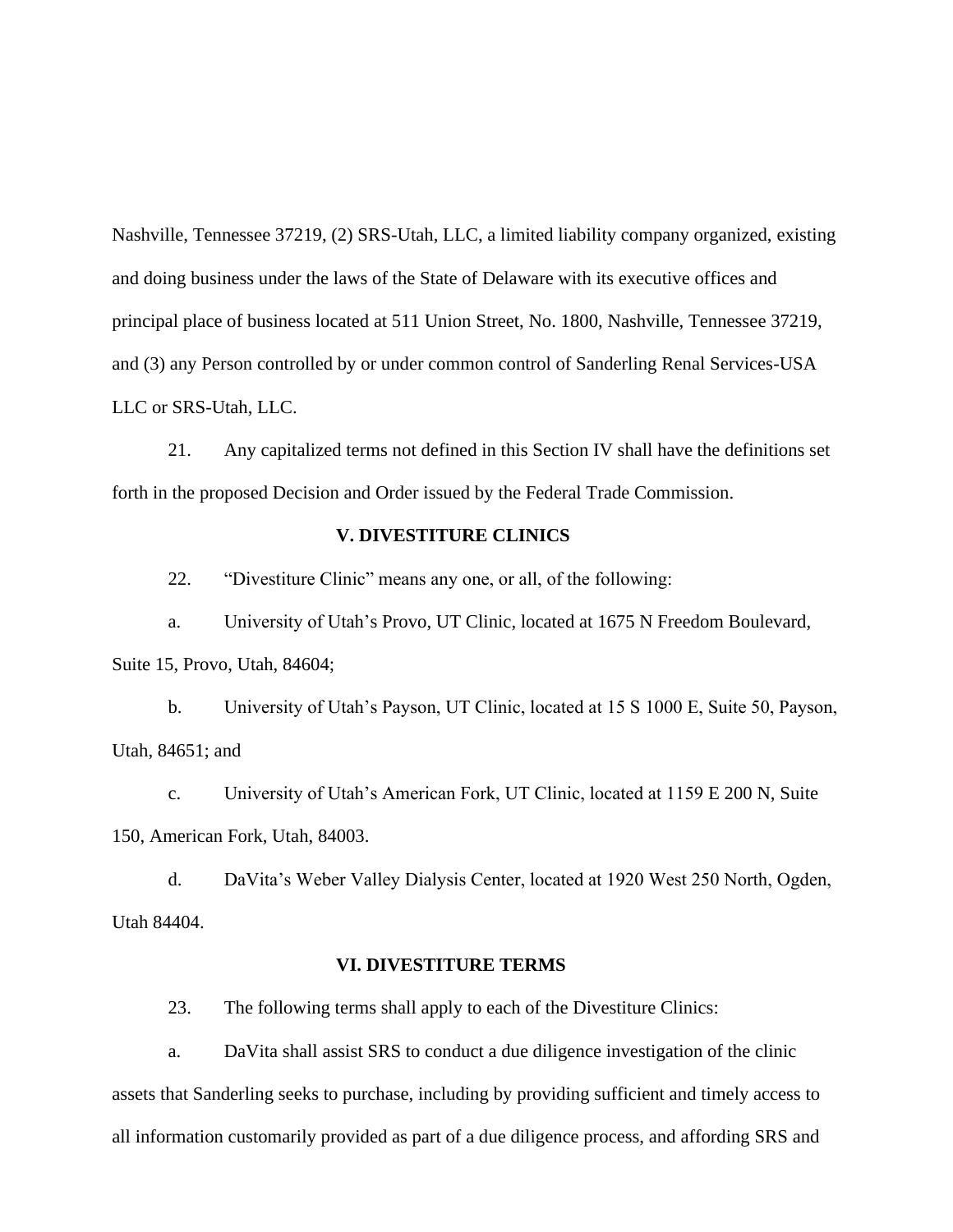Nashville, Tennessee 37219, (2) SRS-Utah, LLC, a limited liability company organized, existing and doing business under the laws of the State of Delaware with its executive offices and principal place of business located at 511 Union Street, No. 1800, Nashville, Tennessee 37219, and (3) any Person controlled by or under common control of Sanderling Renal Services-USA LLC or SRS-Utah, LLC.

21. Any capitalized terms not defined in this Section IV shall have the definitions set forth in the proposed Decision and Order issued by the Federal Trade Commission.

## V. DIVESTITURE CLINICS

22. "Divestiture Clinic" means any one, or all, of the following:

a. University of Utah's Provo, UT Clinic, located at 1675 N Freedom Boulevard, Suite 15, Provo, Utah, 84604;

b. University of Utah's Payson, UT Clinic, located at 15 S 1000 E, Suite 50, Payson, Utah, 84651; and

c. University of Utah's American Fork, UT Clinic, located at 1159 E 200 N, Suite 150, American Fork, Utah, 84003.

d. DaVita's Weber Valley Dialysis Center, located at 1920 West 250 North, Ogden, Utah 84404.

## VI. DIVESTITURE TERMS

23. The following terms shall apply to each of the Divestiture Clinics:

a. DaVita shall assist SRS to conduct a due diligence investigation of the clinic assets that Sanderling seeks to purchase, including by providing sufficient and timely access to all information customarily provided as part of a due diligence process, and affording SRS and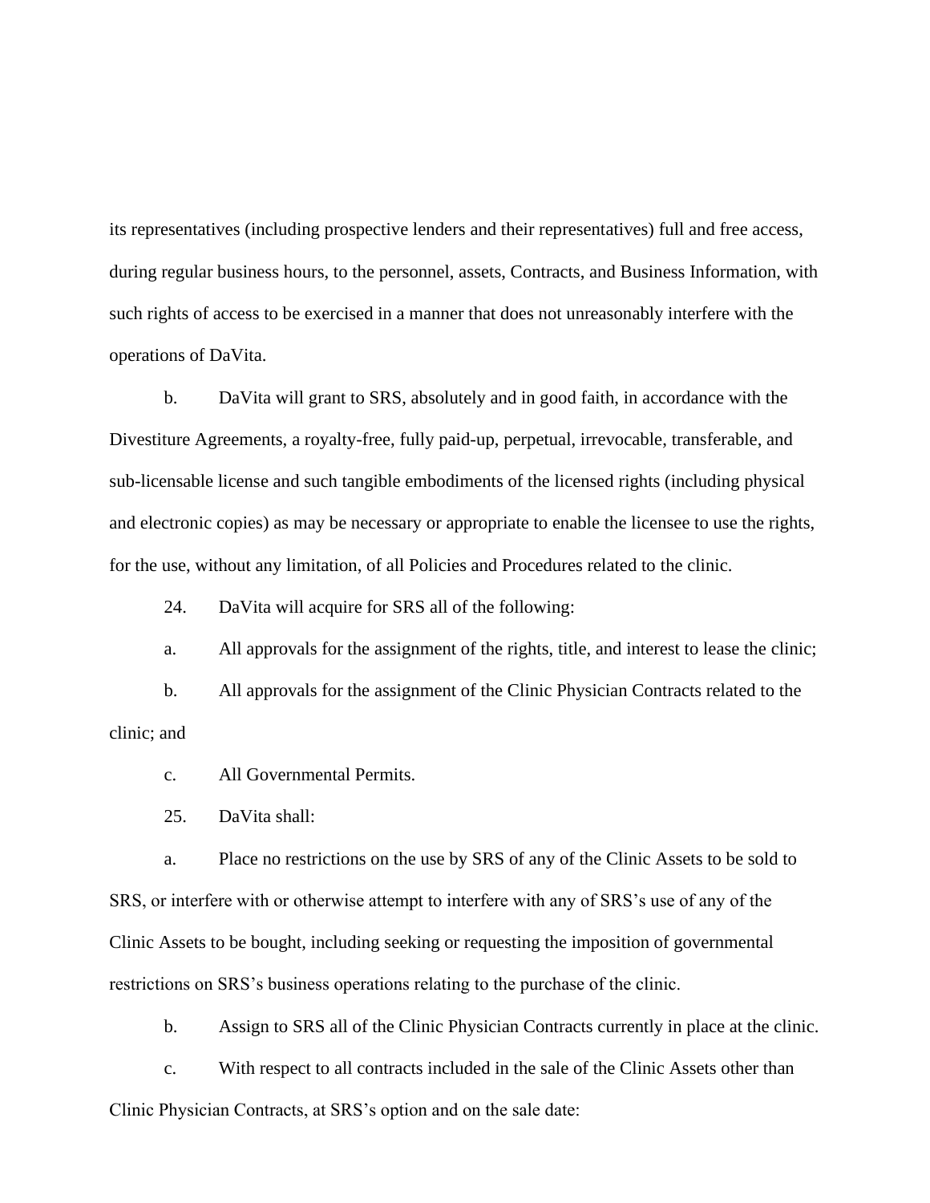its representatives (including prospective lenders and their representatives) full and free access, during regular business hours, to the personnel, assets, Contracts, and Business Information, with such rights of access to be exercised in a manner that does not unreasonably interfere with the operations of DaVita.

b. DaVita will grant to SRS, absolutely and in good faith, in accordance with the Divestiture Agreements, a royalty-free, fully paid-up, perpetual, irrevocable, transferable, and sub-licensable license and such tangible embodiments of the licensed rights (including physical and electronic copies) as may be necessary or appropriate to enable the licensee to use the rights, for the use, without any limitation, of all Policies and Procedures related to the clinic.

24. DaVita will acquire for SRS all of the following:

a. All approvals for the assignment of the rights, title, and interest to lease the clinic;

b. All approvals for the assignment of the Clinic Physician Contracts related to the clinic; and

c. All Governmental Permits.

25. DaVita shall:

a. Place no restrictions on the use by SRS of any of the Clinic Assets to be sold to SRS, or interfere with or otherwise attempt to interfere with any of SRS's use of any of the Clinic Assets to be bought, including seeking or requesting the imposition of governmental restrictions on SRS's business operations relating to the purchase of the clinic.

b. Assign to SRS all of the Clinic Physician Contracts currently in place at the clinic.

c. With respect to all contracts included in the sale of the Clinic Assets other than Clinic Physician Contracts, at SRS's option and on the sale date: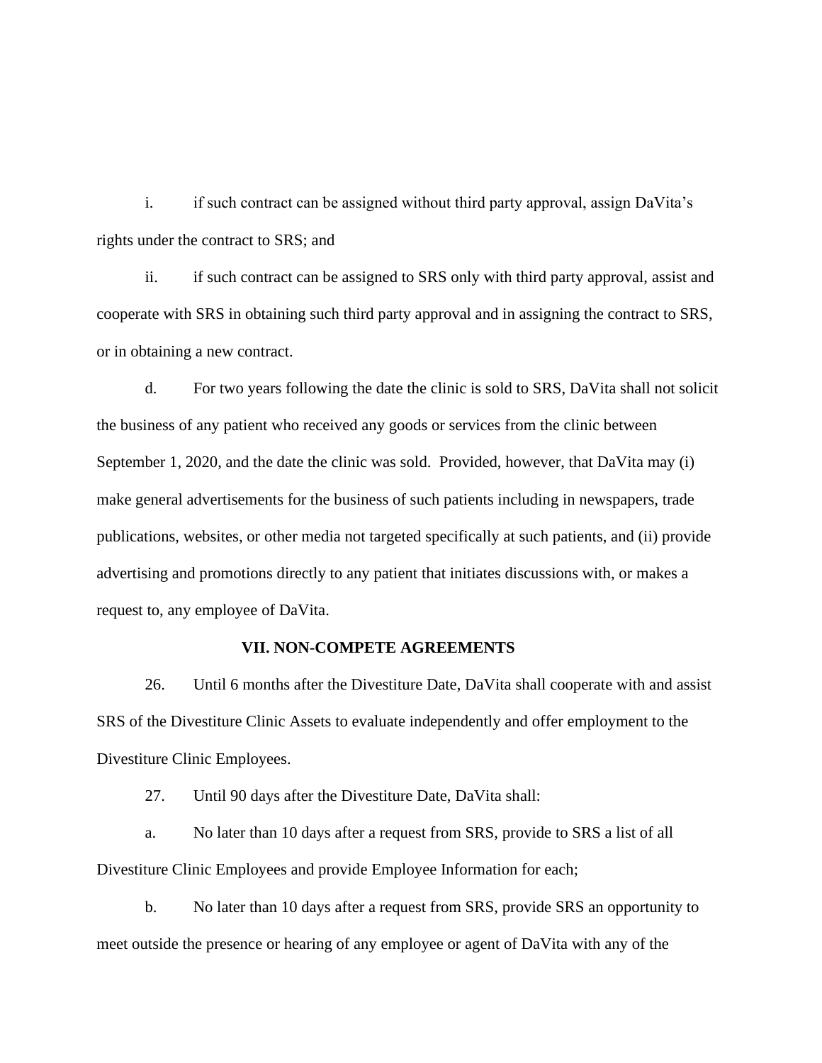i. if such contract can be assigned without third party approval, assign DaVita's rights under the contract to SRS; and

ii. if such contract can be assigned to SRS only with third party approval, assist and cooperate with SRS in obtaining such third party approval and in assigning the contract to SRS, or in obtaining a new contract.

d. For two years following the date the clinic is sold to SRS, DaVita shall not solicit the business of any patient who received any goods or services from the clinic between September 1, 2020, and the date the clinic was sold. Provided, however, that DaVita may (i) make general advertisements for the business of such patients including in newspapers, trade publications, websites, or other media not targeted specifically at such patients, and (ii) provide advertising and promotions directly to any patient that initiates discussions with, or makes a request to, any employee of DaVita.

## VII. NON-COMPETE AGREEMENTS

26. Until 6 months after the Divestiture Date, DaVita shall cooperate with and assist SRS of the Divestiture Clinic Assets to evaluate independently and offer employment to the Divestiture Clinic Employees.

27. Until 90 days after the Divestiture Date, DaVita shall:

a. No later than 10 days after a request from SRS, provide to SRS a list of all Divestiture Clinic Employees and provide Employee Information for each;

b. No later than 10 days after a request from SRS, provide SRS an opportunity to meet outside the presence or hearing of any employee or agent of DaVita with any of the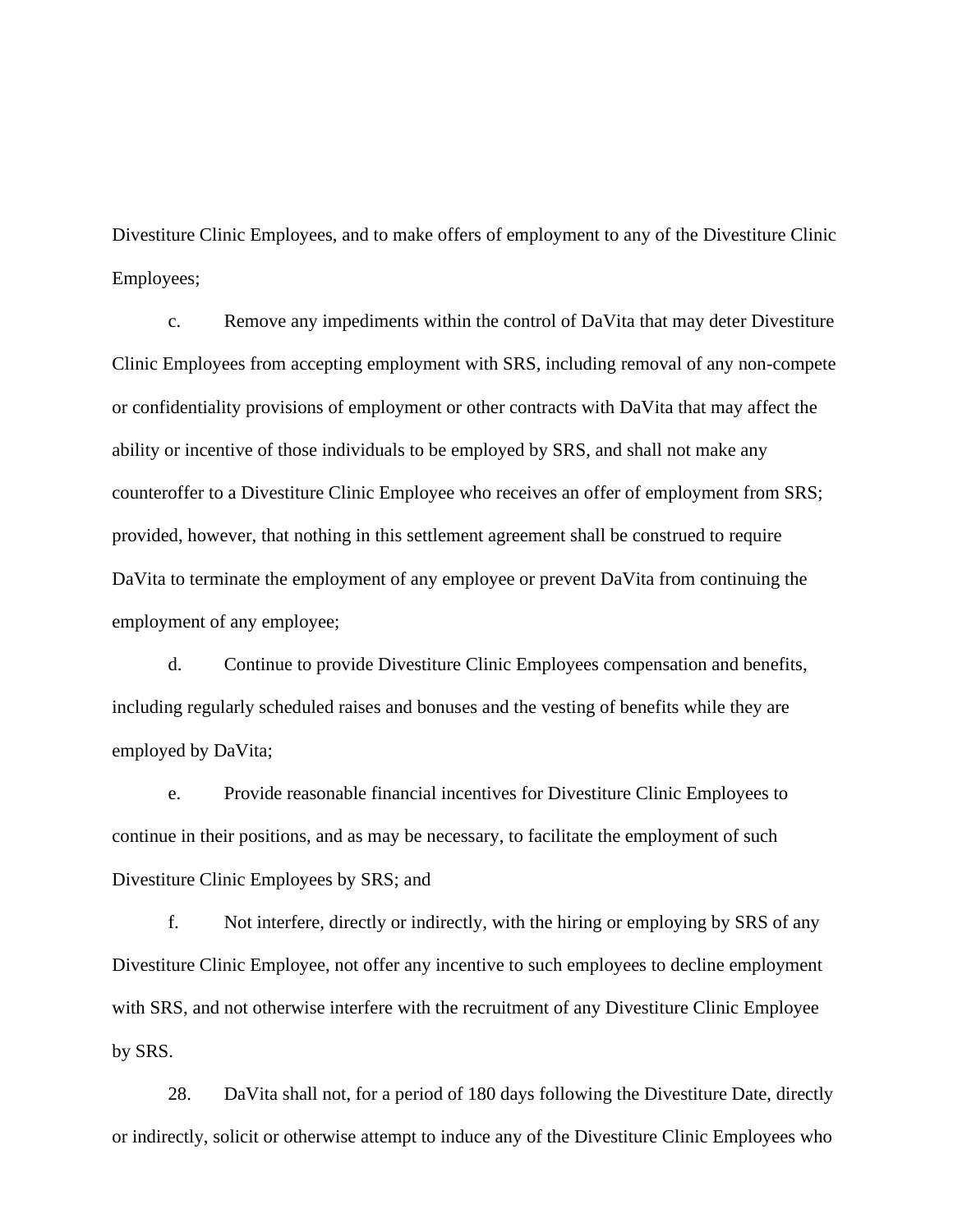Divestiture Clinic Employees, and to make offers of employment to any of the Divestiture Clinic Employees;

c. Remove any impediments within the control of DaVita that may deter Divestiture Clinic Employees from accepting employment with SRS, including removal of any non-compete or confidentiality provisions of employment or other contracts with DaVita that may affect the ability or incentive of those individuals to be employed by SRS, and shall not make any counteroffer to a Divestiture Clinic Employee who receives an offer of employment from SRS; provided, however, that nothing in this settlement agreement shall be construed to require DaVita to terminate the employment of any employee or prevent DaVita from continuing the employment of any employee;

d. Continue to provide Divestiture Clinic Employees compensation and benefits, including regularly scheduled raises and bonuses and the vesting of benefits while they are employed by DaVita;

e. Provide reasonable financial incentives for Divestiture Clinic Employees to continue in their positions, and as may be necessary, to facilitate the employment of such Divestiture Clinic Employees by SRS; and

f. Not interfere, directly or indirectly, with the hiring or employing by SRS of any Divestiture Clinic Employee, not offer any incentive to such employees to decline employment with SRS, and not otherwise interfere with the recruitment of any Divestiture Clinic Employee by SRS.

28. DaVita shall not, for a period of 180 days following the Divestiture Date, directly or indirectly, solicit or otherwise attempt to induce any of the Divestiture Clinic Employees who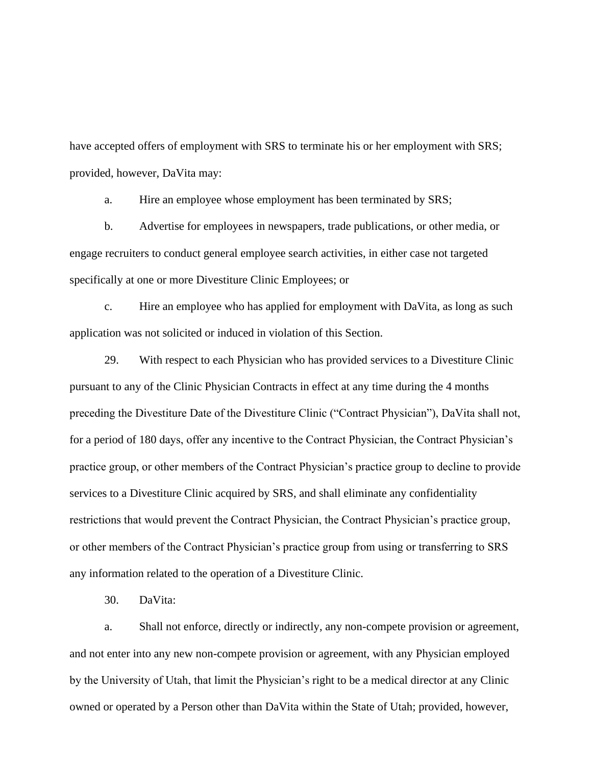have accepted offers of employment with SRS to terminate his or her employment with SRS; provided, however, DaVita may:

a. Hire an employee whose employment has been terminated by SRS;

b. Advertise for employees in newspapers, trade publications, or other media, or engage recruiters to conduct general employee search activities, in either case not targeted specifically at one or more Divestiture Clinic Employees; or

c. Hire an employee who has applied for employment with DaVita, as long as such application was not solicited or induced in violation of this Section.

29. With respect to each Physician who has provided services to a Divestiture Clinic pursuant to any of the Clinic Physician Contracts in effect at any time during the 4 months preceding the Divestiture Date of the Divestiture Clinic ("Contract Physician"), DaVita shall not, for a period of 180 days, offer any incentive to the Contract Physician, the Contract Physician's practice group, or other members of the Contract Physician's practice group to decline to provide services to a Divestiture Clinic acquired by SRS, and shall eliminate any confidentiality restrictions that would prevent the Contract Physician, the Contract Physician's practice group, or other members of the Contract Physician's practice group from using or transferring to SRS any information related to the operation of a Divestiture Clinic.

30. DaVita:

a. Shall not enforce, directly or indirectly, any non-compete provision or agreement, and not enter into any new non-compete provision or agreement, with any Physician employed by the University of Utah, that limit the Physician's right to be a medical director at any Clinic owned or operated by a Person other than DaVita within the State of Utah; provided, however,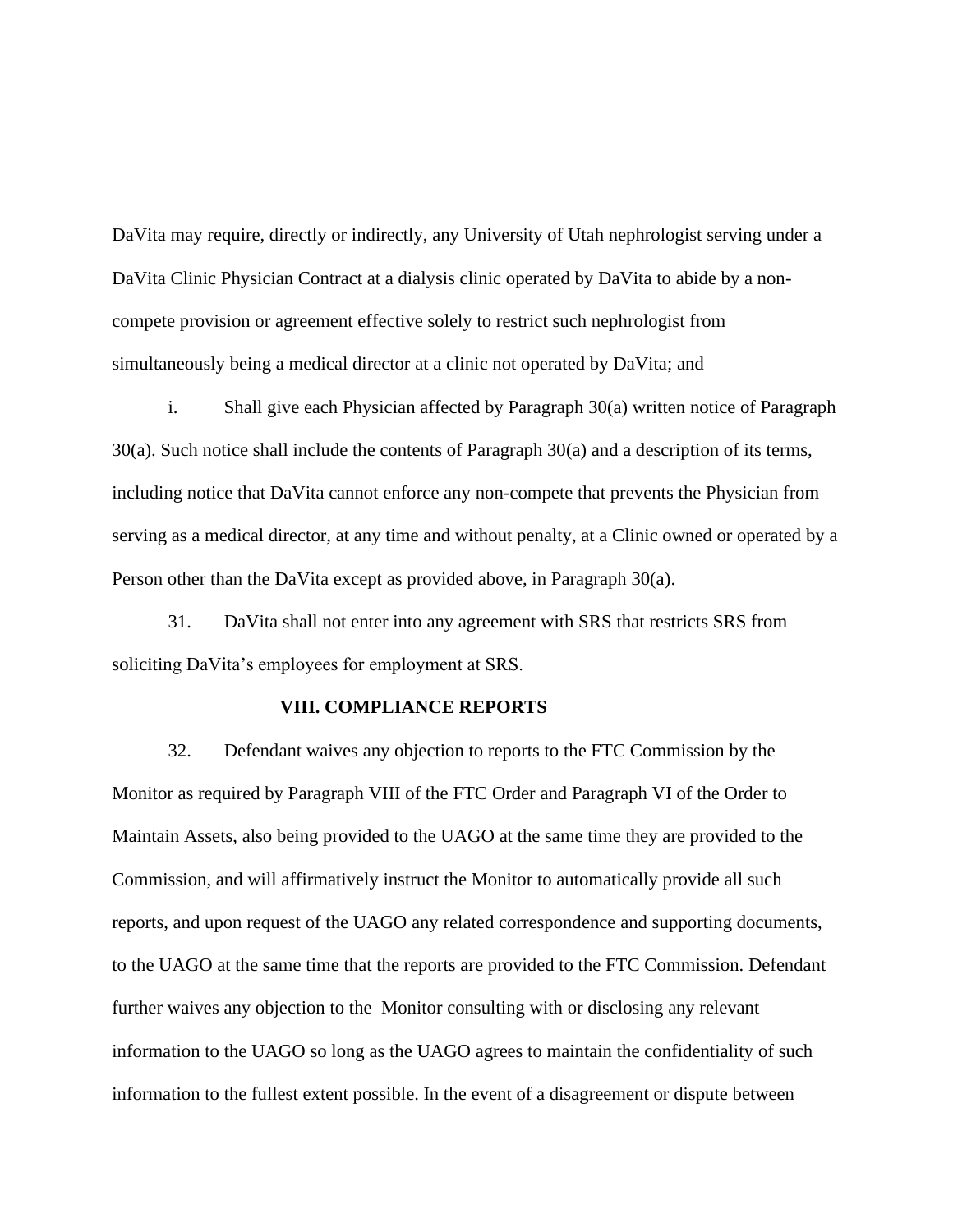DaVita may require, directly or indirectly, any University of Utah nephrologist serving under a DaVita Clinic Physician Contract at a dialysis clinic operated by DaVita to abide by a non-compete provision or agreement effective solely to restrict such nephrologist from simultaneously being a medical director at a clinic not operated by DaVita; and

i. Shall give each Physician affected by Paragraph 30(a) written notice of Paragraph 30(a). Such notice shall include the contents of Paragraph 30(a) and a description of its terms, including notice that DaVita cannot enforce any non-compete that prevents the Physician from serving as a medical director, at any time and without penalty, at a Clinic owned or operated by a Person other than the DaVita except as provided above, in Paragraph 30(a).

31. DaVita shall not enter into any agreement with SRS that restricts SRS from soliciting DaVita's employees for employment at SRS.

## VIII. COMPLIANCE REPORTS

32. Defendant waives any objection to reports to the FTC Commission by the Monitor as required by Paragraph VIII of the FTC Order and Paragraph VI of the Order to Maintain Assets, also being provided to the UAGO at the same time they are provided to the Commission, and will affirmatively instruct the Monitor to automatically provide all such reports, and upon request of the UAGO any related correspondence and supporting documents, to the UAGO at the same time that the reports are provided to the FTC Commission. Defendant further waives any objection to the Monitor consulting with or disclosing any relevant information to the UAGO so long as the UAGO agrees to maintain the confidentiality of such information to the fullest extent possible. In the event of a disagreement or dispute between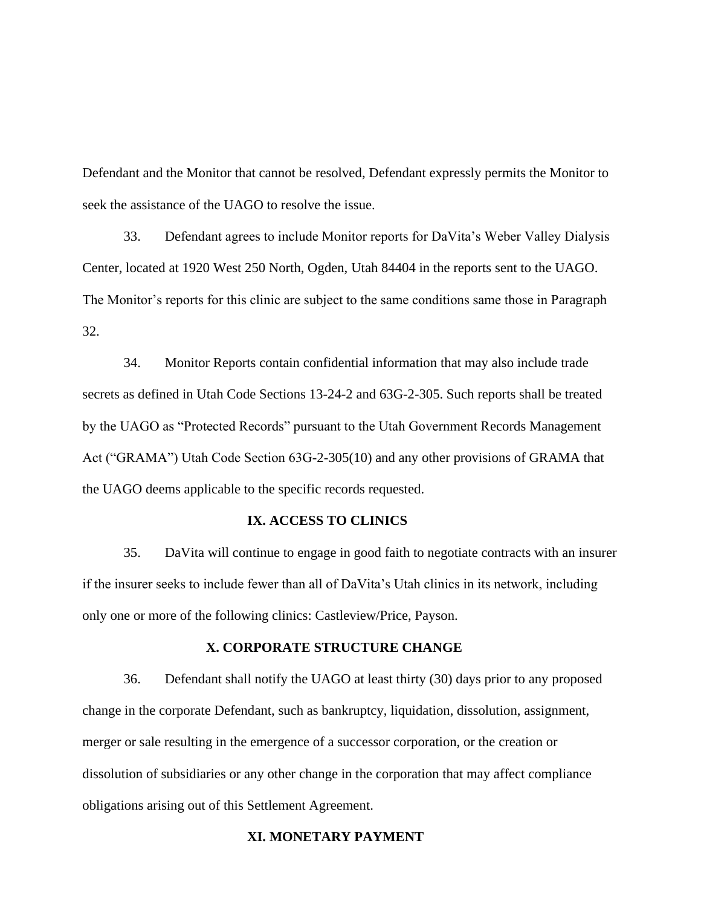Defendant and the Monitor that cannot be resolved, Defendant expressly permits the Monitor to seek the assistance of the UAGO to resolve the issue.

33. Defendant agrees to include Monitor reports for DaVita's Weber Valley Dialysis Center, located at 1920 West 250 North, Ogden, Utah 84404 in the reports sent to the UAGO. The Monitor's reports for this clinic are subject to the same conditions same those in Paragraph 32.

34. Monitor Reports contain confidential information that may also include trade secrets as defined in Utah Code Sections 13-24-2 and 63G-2-305. Such reports shall be treated by the UAGO as "Protected Records" pursuant to the Utah Government Records Management Act ("GRAMA") Utah Code Section 63G-2-305(10) and any other provisions of GRAMA that the UAGO deems applicable to the specific records requested.

## IX. ACCESS TO CLINICS

35. DaVita will continue to engage in good faith to negotiate contracts with an insurer if the insurer seeks to include fewer than all of DaVita's Utah clinics in its network, including only one or more of the following clinics: Castleview/Price, Payson.

## X. CORPORATE STRUCTURE CHANGE

36. Defendant shall notify the UAGO at least thirty (30) days prior to any proposed change in the corporate Defendant, such as bankruptcy, liquidation, dissolution, assignment, merger or sale resulting in the emergence of a successor corporation, or the creation or dissolution of subsidiaries or any other change in the corporation that may affect compliance obligations arising out of this Settlement Agreement.

## XI. MONETARY PAYMENT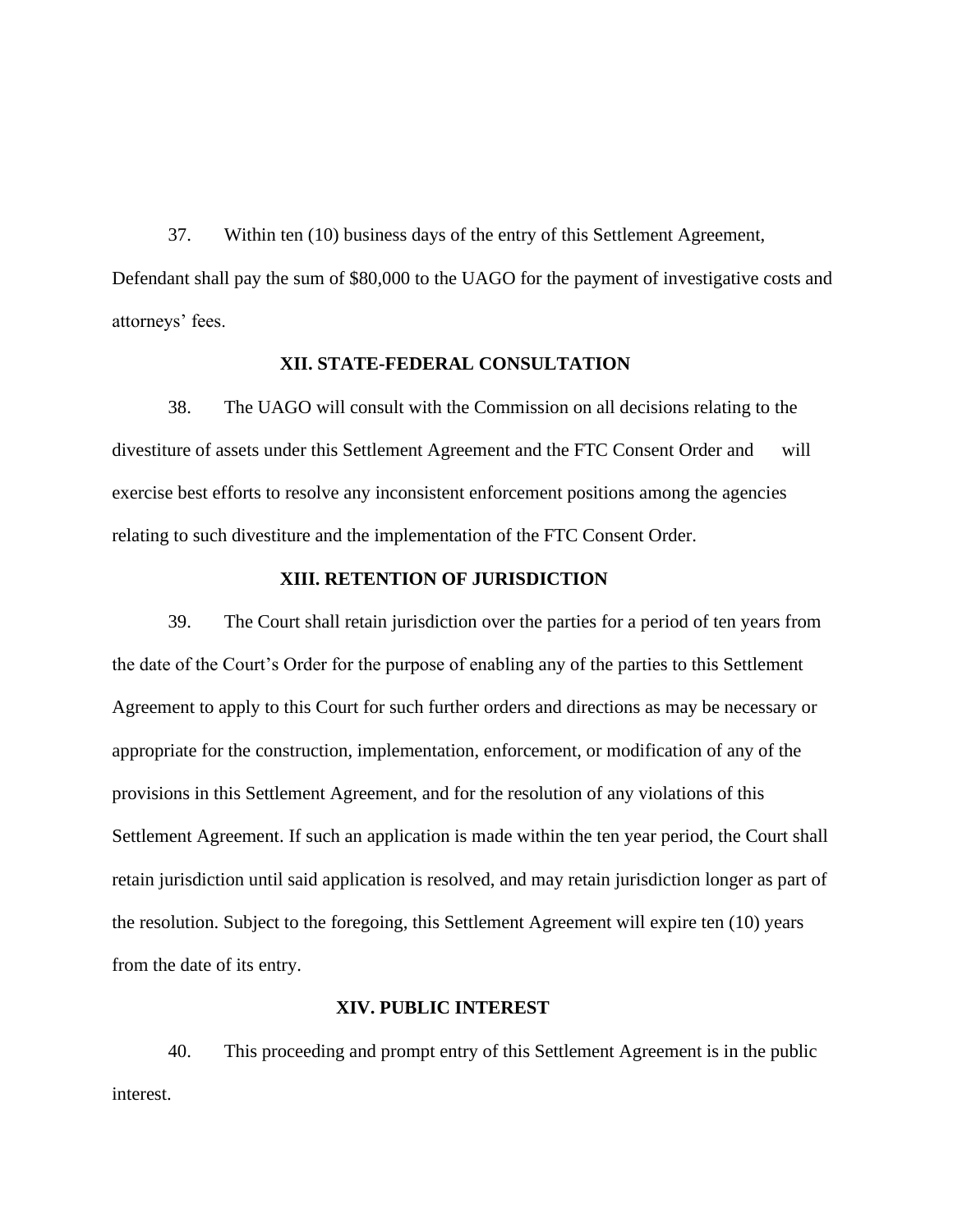37. Within ten (10) business days of the entry of this Settlement Agreement, Defendant shall pay the sum of $80,000 to the UAGO for the payment of investigative costs and attorneys' fees.

## XII. STATE-FEDERAL CONSULTATION

38. The UAGO will consult with the Commission on all decisions relating to the divestiture of assets under this Settlement Agreement and the FTC Consent Order and will exercise best efforts to resolve any inconsistent enforcement positions among the agencies relating to such divestiture and the implementation of the FTC Consent Order.

## XIII. RETENTION OF JURISDICTION

39. The Court shall retain jurisdiction over the parties for a period of ten years from the date of the Court's Order for the purpose of enabling any of the parties to this Settlement Agreement to apply to this Court for such further orders and directions as may be necessary or appropriate for the construction, implementation, enforcement, or modification of any of the provisions in this Settlement Agreement, and for the resolution of any violations of this Settlement Agreement. If such an application is made within the ten year period, the Court shall retain jurisdiction until said application is resolved, and may retain jurisdiction longer as part of the resolution. Subject to the foregoing, this Settlement Agreement will expire ten (10) years from the date of its entry.

## XIV. PUBLIC INTEREST

40. This proceeding and prompt entry of this Settlement Agreement is in the public interest.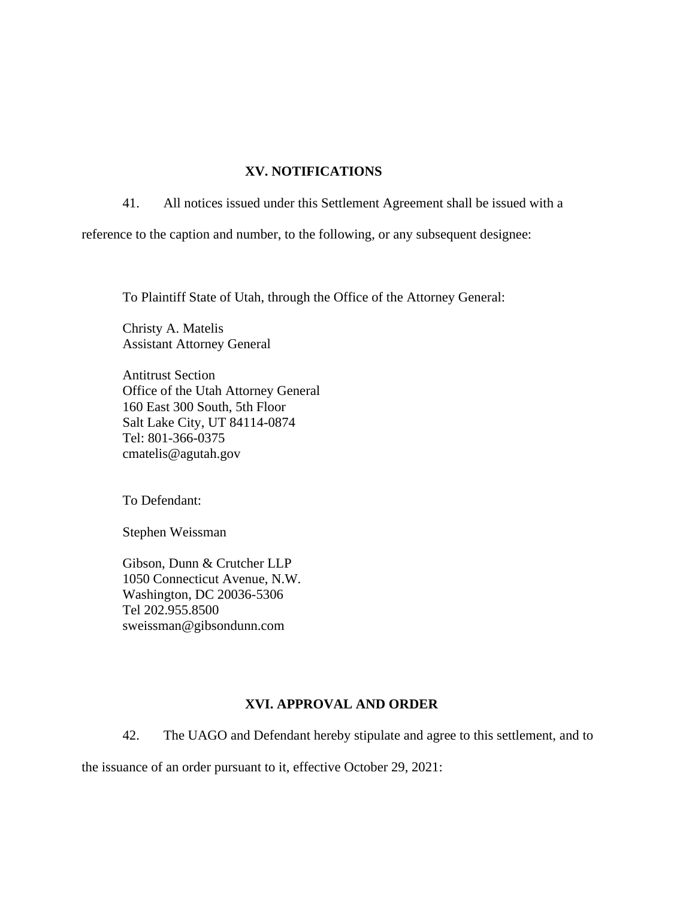## XV. NOTIFICATIONS

41. All notices issued under this Settlement Agreement shall be issued with a reference to the caption and number, to the following, or any subsequent designee:

To Plaintiff State of Utah, through the Office of the Attorney General:

Christy A. Matelis  
Assistant Attorney General

Antitrust Section  
Office of the Utah Attorney General  
160 East 300 South, 5th Floor  
Salt Lake City, UT 84114-0874  
Tel: 801-366-0375  
cmatelis@agutah.gov

To Defendant:

Stephen Weissman

Gibson, Dunn & Crutcher LLP  
1050 Connecticut Avenue, N.W.  
Washington, DC 20036-5306  
Tel 202.955.8500  
sweissman@gibsondunn.com

## XVI. APPROVAL AND ORDER

42. The UAGO and Defendant hereby stipulate and agree to this settlement, and to the issuance of an order pursuant to it, effective October 29, 2021: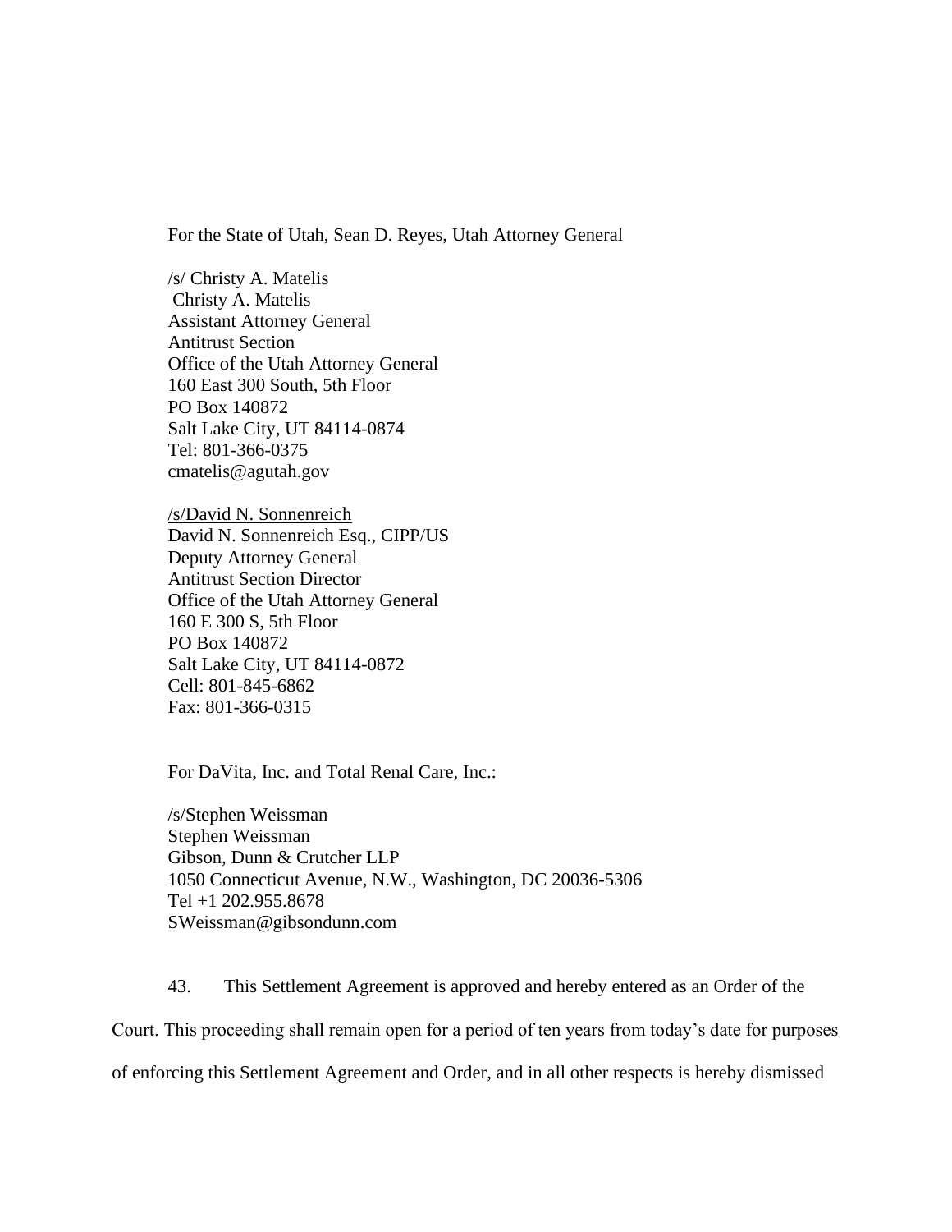For the State of Utah, Sean D. Reyes, Utah Attorney General

/s/ Christy A. Matelis
Christy A. Matelis
Assistant Attorney General
Antitrust Section
Office of the Utah Attorney General
160 East 300 South, 5th Floor
PO Box 140872
Salt Lake City, UT 84114-0874
Tel: 801-366-0375
cmatelis@agutah.gov

/s/David N. Sonnenreich
David N. Sonnenreich Esq., CIPP/US
Deputy Attorney General
Antitrust Section Director
Office of the Utah Attorney General
160 E 300 S, 5th Floor
PO Box 140872
Salt Lake City, UT 84114-0872
Cell: 801-845-6862
Fax: 801-366-0315

For DaVita, Inc. and Total Renal Care, Inc.:

/s/Stephen Weissman
Stephen Weissman
Gibson, Dunn & Crutcher LLP
1050 Connecticut Avenue, N.W., Washington, DC 20036-5306
Tel +1 202.955.8678
SWeissman@gibsondunn.com

43. This Settlement Agreement is approved and hereby entered as an Order of the Court. This proceeding shall remain open for a period of ten years from today's date for purposes of enforcing this Settlement Agreement and Order, and in all other respects is hereby dismissed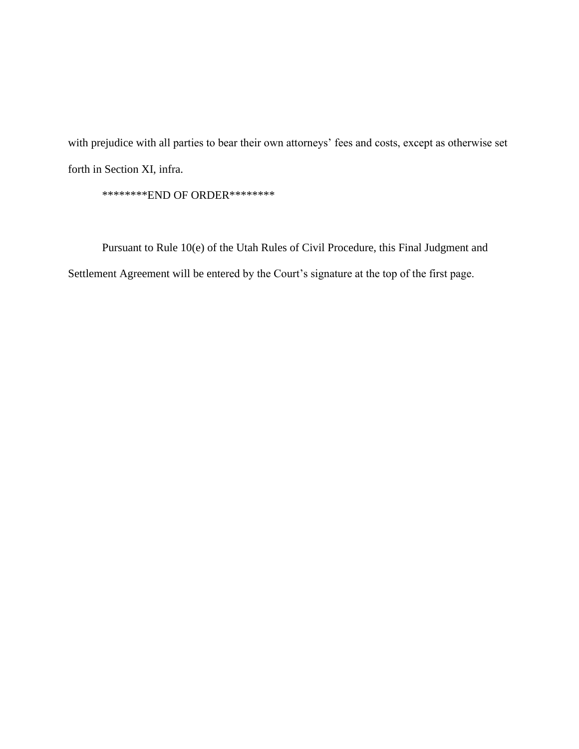with prejudice with all parties to bear their own attorneys' fees and costs, except as otherwise set forth in Section XI, infra.

********END OF ORDER********

Pursuant to Rule 10(e) of the Utah Rules of Civil Procedure, this Final Judgment and Settlement Agreement will be entered by the Court's signature at the top of the first page.